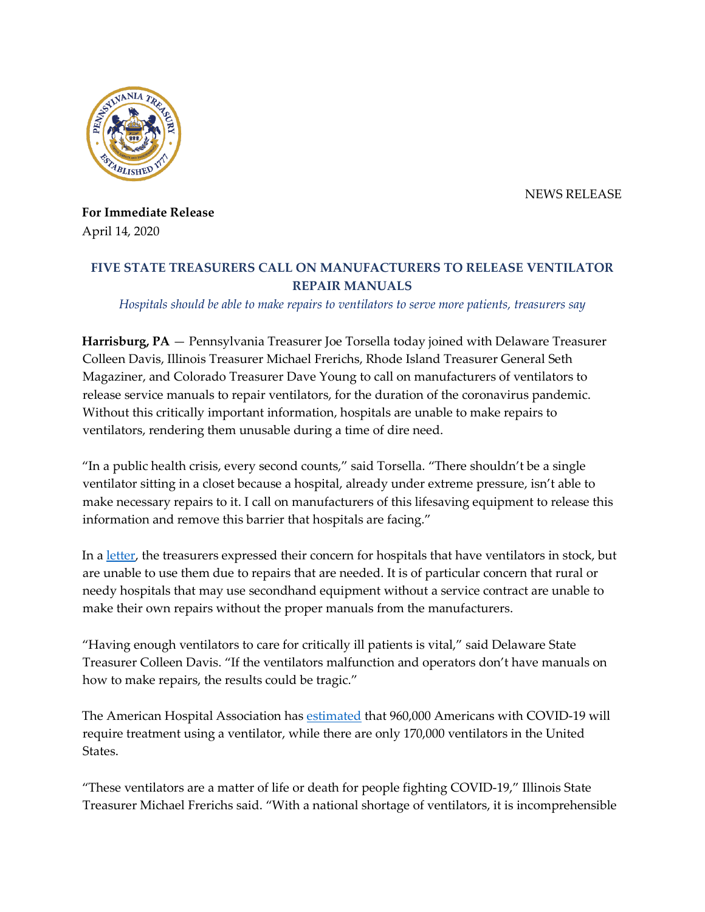NEWS RELEASE

**For Immediate Release**
April 14, 2020

## FIVE STATE TREASURERS CALL ON MANUFACTURERS TO RELEASE VENTILATOR REPAIR MANUALS

*Hospitals should be able to make repairs to ventilators to serve more patients, treasurers say*

**Harrisburg, PA** — Pennsylvania Treasurer Joe Torsella today joined with Delaware Treasurer Colleen Davis, Illinois Treasurer Michael Frerichs, Rhode Island Treasurer General Seth Magaziner, and Colorado Treasurer Dave Young to call on manufacturers of ventilators to release service manuals to repair ventilators, for the duration of the coronavirus pandemic. Without this critically important information, hospitals are unable to make repairs to ventilators, rendering them unusable during a time of dire need.

"In a public health crisis, every second counts," said Torsella. "There shouldn't be a single ventilator sitting in a closet because a hospital, already under extreme pressure, isn't able to make necessary repairs to it. I call on manufacturers of this lifesaving equipment to release this information and remove this barrier that hospitals are facing."

In a letter, the treasurers expressed their concern for hospitals that have ventilators in stock, but are unable to use them due to repairs that are needed. It is of particular concern that rural or needy hospitals that may use secondhand equipment without a service contract are unable to make their own repairs without the proper manuals from the manufacturers.

"Having enough ventilators to care for critically ill patients is vital," said Delaware State Treasurer Colleen Davis. "If the ventilators malfunction and operators don't have manuals on how to make repairs, the results could be tragic."

The American Hospital Association has estimated that 960,000 Americans with COVID-19 will require treatment using a ventilator, while there are only 170,000 ventilators in the United States.

"These ventilators are a matter of life or death for people fighting COVID-19," Illinois State Treasurer Michael Frerichs said. "With a national shortage of ventilators, it is incomprehensible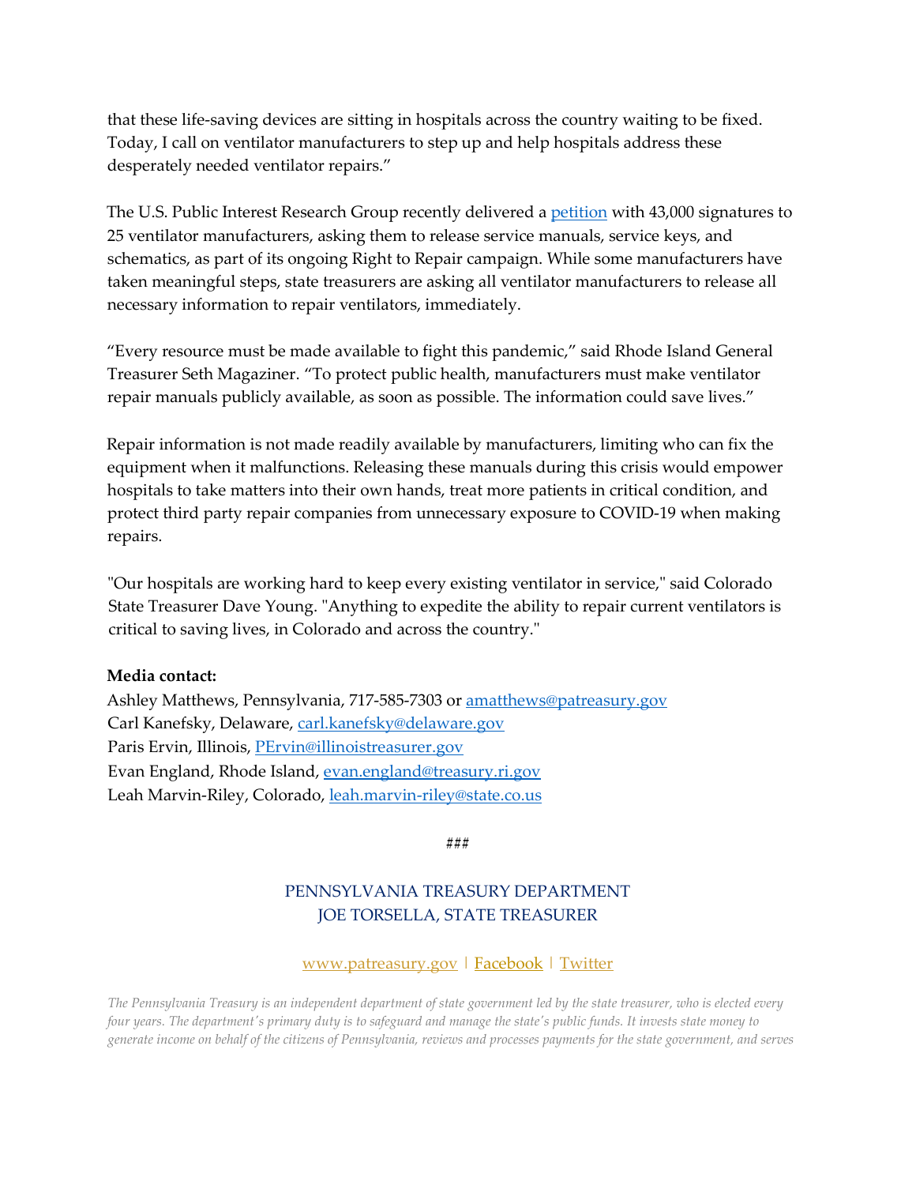that these life-saving devices are sitting in hospitals across the country waiting to be fixed. Today, I call on ventilator manufacturers to step up and help hospitals address these desperately needed ventilator repairs."

The U.S. Public Interest Research Group recently delivered a [petition](#) with 43,000 signatures to 25 ventilator manufacturers, asking them to release service manuals, service keys, and schematics, as part of its ongoing Right to Repair campaign. While some manufacturers have taken meaningful steps, state treasurers are asking all ventilator manufacturers to release all necessary information to repair ventilators, immediately.

"Every resource must be made available to fight this pandemic," said Rhode Island General Treasurer Seth Magaziner. "To protect public health, manufacturers must make ventilator repair manuals publicly available, as soon as possible. The information could save lives."

Repair information is not made readily available by manufacturers, limiting who can fix the equipment when it malfunctions. Releasing these manuals during this crisis would empower hospitals to take matters into their own hands, treat more patients in critical condition, and protect third party repair companies from unnecessary exposure to COVID-19 when making repairs.

"Our hospitals are working hard to keep every existing ventilator in service," said Colorado State Treasurer Dave Young. "Anything to expedite the ability to repair current ventilators is critical to saving lives, in Colorado and across the country."

**Media contact:**
Ashley Matthews, Pennsylvania, 717-585-7303 or amatthews@patreasury.gov
Carl Kanefsky, Delaware, carl.kanefsky@delaware.gov
Paris Ervin, Illinois, PErvin@illinoistreasurer.gov
Evan England, Rhode Island, evan.england@treasury.ri.gov
Leah Marvin-Riley, Colorado, leah.marvin-riley@state.co.us

###

PENNSYLVANIA TREASURY DEPARTMENT
JOE TORSELLA, STATE TREASURER

www.patreasury.gov | Facebook | Twitter

*The Pennsylvania Treasury is an independent department of state government led by the state treasurer, who is elected every four years. The department's primary duty is to safeguard and manage the state's public funds. It invests state money to generate income on behalf of the citizens of Pennsylvania, reviews and processes payments for the state government, and serves*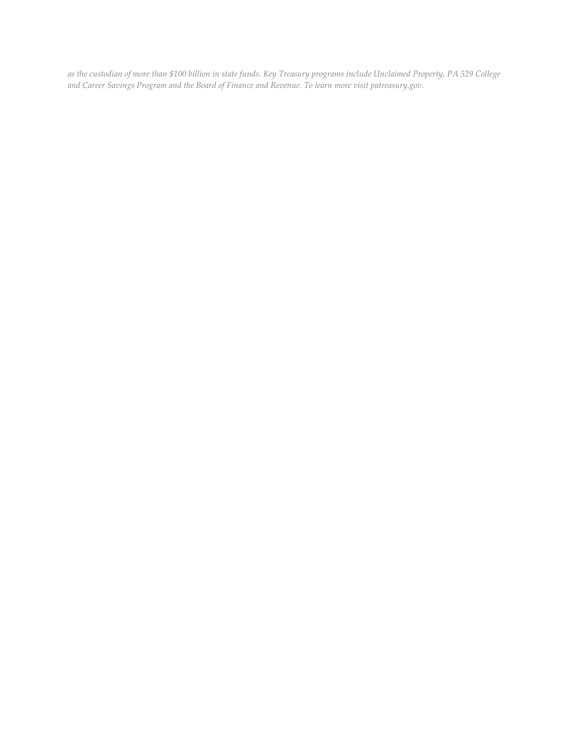*as the custodian of more than $100 billion in state funds. Key Treasury programs include Unclaimed Property, PA 529 College and Career Savings Program and the Board of Finance and Revenue. To learn more visit patreasury.gov.*